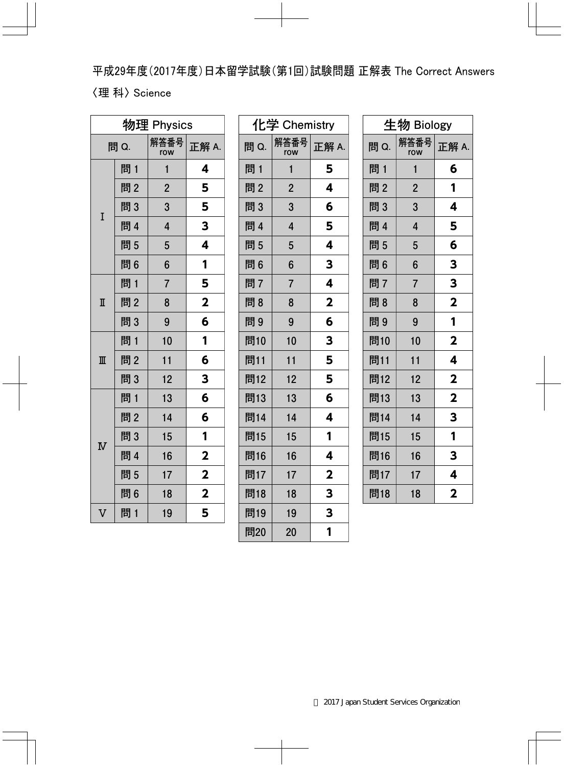平成29年度(2017年度)日本留学試験(第1回)試験問題 正解表 The Correct Answers

〈理 科〉Science

| 物理 Physics | | | |
|---|---|---|---|
| 問 Q. | | 解答番号 row | 正解 A. |
| Ⅰ | 問 1 | 1 | **4** |
| | 問 2 | 2 | **5** |
| | 問 3 | 3 | **5** |
| | 問 4 | 4 | **3** |
| | 問 5 | 5 | **4** |
| | 問 6 | 6 | **1** |
| Ⅱ | 問 1 | 7 | **5** |
| | 問 2 | 8 | **2** |
| | 問 3 | 9 | **6** |
| Ⅲ | 問 1 | 10 | **1** |
| | 問 2 | 11 | **6** |
| | 問 3 | 12 | **3** |
| Ⅳ | 問 1 | 13 | **6** |
| | 問 2 | 14 | **6** |
| | 問 3 | 15 | **1** |
| | 問 4 | 16 | **2** |
| | 問 5 | 17 | **2** |
| | 問 6 | 18 | **2** |
| Ⅴ | 問 1 | 19 | **5** |

| 化学 Chemistry | | |
|---|---|---|
| 問 Q. | 解答番号 row | 正解 A. |
| 問 1 | 1 | **5** |
| 問 2 | 2 | **4** |
| 問 3 | 3 | **6** |
| 問 4 | 4 | **5** |
| 問 5 | 5 | **4** |
| 問 6 | 6 | **3** |
| 問 7 | 7 | **4** |
| 問 8 | 8 | **2** |
| 問 9 | 9 | **6** |
| 問10 | 10 | **3** |
| 問11 | 11 | **5** |
| 問12 | 12 | **5** |
| 問13 | 13 | **6** |
| 問14 | 14 | **4** |
| 問15 | 15 | **1** |
| 問16 | 16 | **4** |
| 問17 | 17 | **2** |
| 問18 | 18 | **3** |
| 問19 | 19 | **3** |
| 問20 | 20 | **1** |

| 生物 Biology | | |
|---|---|---|
| 問 Q. | 解答番号 row | 正解 A. |
| 問 1 | 1 | **6** |
| 問 2 | 2 | **1** |
| 問 3 | 3 | **4** |
| 問 4 | 4 | **5** |
| 問 5 | 5 | **6** |
| 問 6 | 6 | **3** |
| 問 7 | 7 | **3** |
| 問 8 | 8 | **2** |
| 問 9 | 9 | **1** |
| 問10 | 10 | **2** |
| 問11 | 11 | **4** |
| 問12 | 12 | **2** |
| 問13 | 13 | **2** |
| 問14 | 14 | **3** |
| 問15 | 15 | **1** |
| 問16 | 16 | **3** |
| 問17 | 17 | **4** |
| 問18 | 18 | **2** |

Ⓒ 2017 Japan Student Services Organization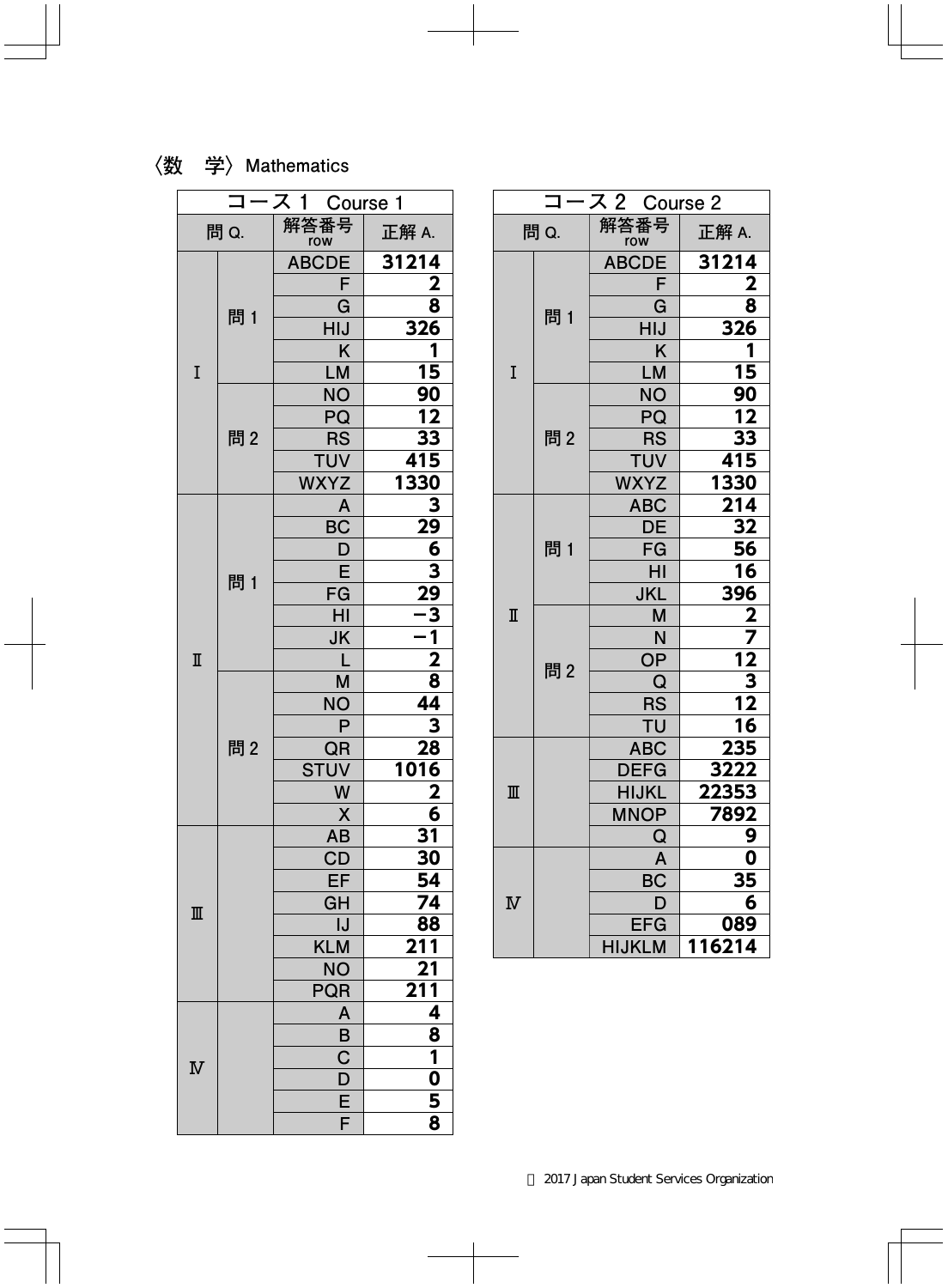〈数　学〉Mathematics

| コース 1　Course 1 | | | |
|---|---|---|---|
| 問 Q. | | 解答番号 row | 正解 A. |
| Ⅰ | 問 1 | ABCDE | 31214 |
| | | F | 2 |
| | | G | 8 |
| | | HIJ | 326 |
| | | K | 1 |
| | | LM | 15 |
| | 問 2 | NO | 90 |
| | | PQ | 12 |
| | | RS | 33 |
| | | TUV | 415 |
| | | WXYZ | 1330 |
| Ⅱ | 問 1 | A | 3 |
| | | BC | 29 |
| | | D | 6 |
| | | E | 3 |
| | | FG | 29 |
| | | HI | −3 |
| | | JK | −1 |
| | | L | 2 |
| | 問 2 | M | 8 |
| | | NO | 44 |
| | | P | 3 |
| | | QR | 28 |
| | | STUV | 1016 |
| | | W | 2 |
| | | X | 6 |
| Ⅲ | | AB | 31 |
| | | CD | 30 |
| | | EF | 54 |
| | | GH | 74 |
| | | IJ | 88 |
| | | KLM | 211 |
| | | NO | 21 |
| | | PQR | 211 |
| Ⅳ | | A | 4 |
| | | B | 8 |
| | | C | 1 |
| | | D | 0 |
| | | E | 5 |
| | | F | 8 |

| コース 2　Course 2 | | | |
|---|---|---|---|
| 問 Q. | | 解答番号 row | 正解 A. |
| Ⅰ | 問 1 | ABCDE | 31214 |
| | | F | 2 |
| | | G | 8 |
| | | HIJ | 326 |
| | | K | 1 |
| | | LM | 15 |
| | 問 2 | NO | 90 |
| | | PQ | 12 |
| | | RS | 33 |
| | | TUV | 415 |
| | | WXYZ | 1330 |
| Ⅱ | 問 1 | ABC | 214 |
| | | DE | 32 |
| | | FG | 56 |
| | | HI | 16 |
| | | JKL | 396 |
| | 問 2 | M | 2 |
| | | N | 7 |
| | | OP | 12 |
| | | Q | 3 |
| | | RS | 12 |
| | | TU | 16 |
| Ⅲ | | ABC | 235 |
| | | DEFG | 3222 |
| | | HIJKL | 22353 |
| | | MNOP | 7892 |
| | | Q | 9 |
| Ⅳ | | A | 0 |
| | | BC | 35 |
| | | D | 6 |
| | | EFG | 089 |
| | | HIJKLM | 116214 |

Ⓒ 2017 Japan Student Services Organization